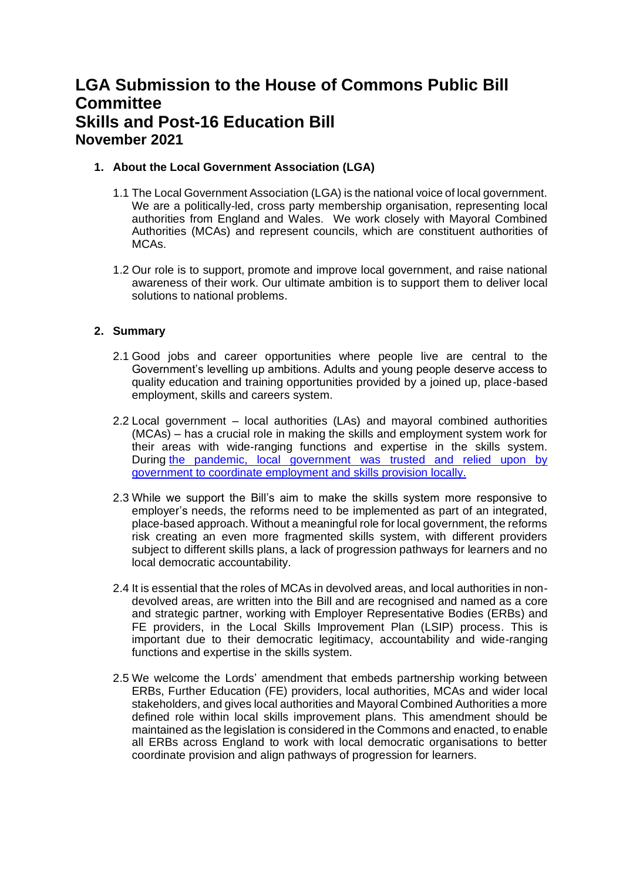# LGA Submission to the House of Commons Public Bill Committee
# Skills and Post-16 Education Bill
## November 2021

### 1. About the Local Government Association (LGA)

1.1 The Local Government Association (LGA) is the national voice of local government. We are a politically-led, cross party membership organisation, representing local authorities from England and Wales. We work closely with Mayoral Combined Authorities (MCAs) and represent councils, which are constituent authorities of MCAs.

1.2 Our role is to support, promote and improve local government, and raise national awareness of their work. Our ultimate ambition is to support them to deliver local solutions to national problems.

### 2. Summary

2.1 Good jobs and career opportunities where people live are central to the Government's levelling up ambitions. Adults and young people deserve access to quality education and training opportunities provided by a joined up, place-based employment, skills and careers system.

2.2 Local government – local authorities (LAs) and mayoral combined authorities (MCAs) – has a crucial role in making the skills and employment system work for their areas with wide-ranging functions and expertise in the skills system. During the pandemic, local government was trusted and relied upon by government to coordinate employment and skills provision locally.

2.3 While we support the Bill's aim to make the skills system more responsive to employer's needs, the reforms need to be implemented as part of an integrated, place-based approach. Without a meaningful role for local government, the reforms risk creating an even more fragmented skills system, with different providers subject to different skills plans, a lack of progression pathways for learners and no local democratic accountability.

2.4 It is essential that the roles of MCAs in devolved areas, and local authorities in non-devolved areas, are written into the Bill and are recognised and named as a core and strategic partner, working with Employer Representative Bodies (ERBs) and FE providers, in the Local Skills Improvement Plan (LSIP) process. This is important due to their democratic legitimacy, accountability and wide-ranging functions and expertise in the skills system.

2.5 We welcome the Lords' amendment that embeds partnership working between ERBs, Further Education (FE) providers, local authorities, MCAs and wider local stakeholders, and gives local authorities and Mayoral Combined Authorities a more defined role within local skills improvement plans. This amendment should be maintained as the legislation is considered in the Commons and enacted, to enable all ERBs across England to work with local democratic organisations to better coordinate provision and align pathways of progression for learners.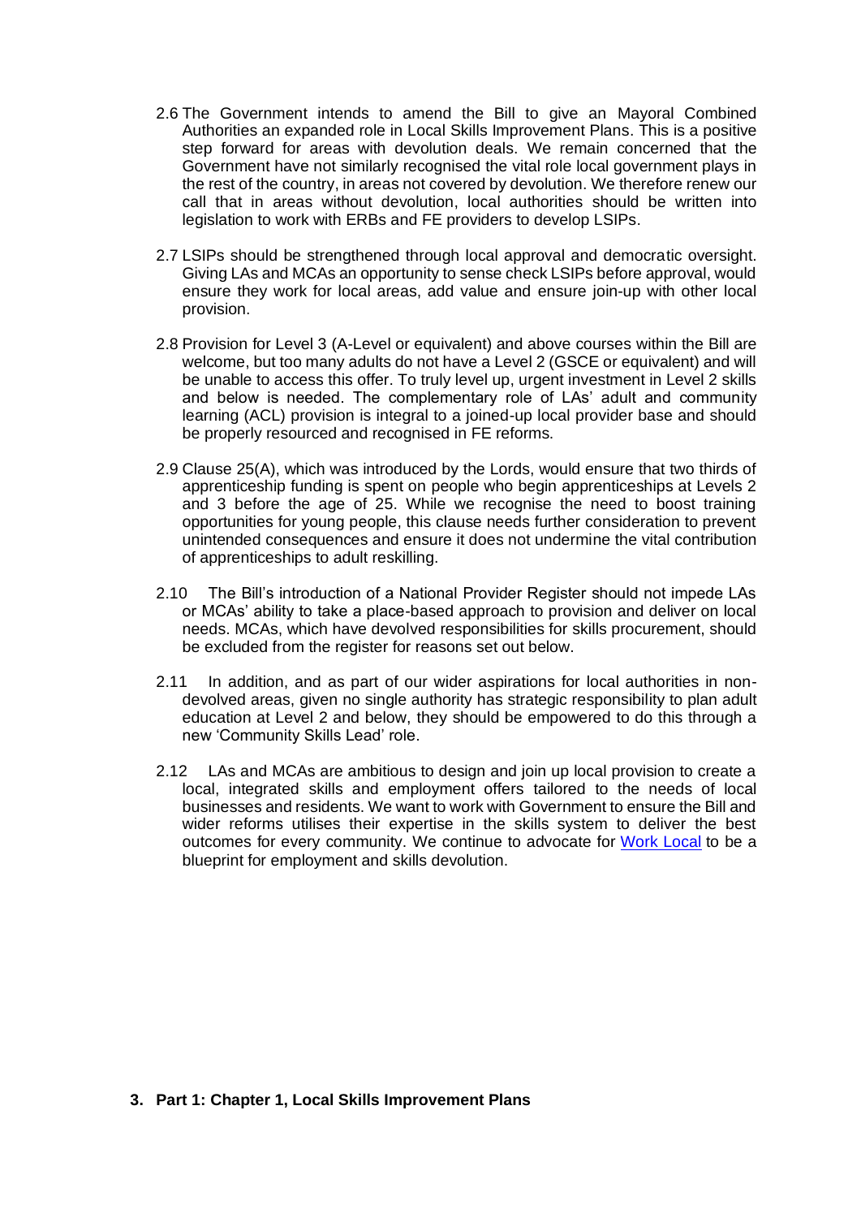2.6 The Government intends to amend the Bill to give an Mayoral Combined Authorities an expanded role in Local Skills Improvement Plans. This is a positive step forward for areas with devolution deals. We remain concerned that the Government have not similarly recognised the vital role local government plays in the rest of the country, in areas not covered by devolution. We therefore renew our call that in areas without devolution, local authorities should be written into legislation to work with ERBs and FE providers to develop LSIPs.

2.7 LSIPs should be strengthened through local approval and democratic oversight. Giving LAs and MCAs an opportunity to sense check LSIPs before approval, would ensure they work for local areas, add value and ensure join-up with other local provision.

2.8 Provision for Level 3 (A-Level or equivalent) and above courses within the Bill are welcome, but too many adults do not have a Level 2 (GSCE or equivalent) and will be unable to access this offer. To truly level up, urgent investment in Level 2 skills and below is needed. The complementary role of LAs' adult and community learning (ACL) provision is integral to a joined-up local provider base and should be properly resourced and recognised in FE reforms.

2.9 Clause 25(A), which was introduced by the Lords, would ensure that two thirds of apprenticeship funding is spent on people who begin apprenticeships at Levels 2 and 3 before the age of 25. While we recognise the need to boost training opportunities for young people, this clause needs further consideration to prevent unintended consequences and ensure it does not undermine the vital contribution of apprenticeships to adult reskilling.

2.10 The Bill's introduction of a National Provider Register should not impede LAs or MCAs' ability to take a place-based approach to provision and deliver on local needs. MCAs, which have devolved responsibilities for skills procurement, should be excluded from the register for reasons set out below.

2.11 In addition, and as part of our wider aspirations for local authorities in non-devolved areas, given no single authority has strategic responsibility to plan adult education at Level 2 and below, they should be empowered to do this through a new 'Community Skills Lead' role.

2.12 LAs and MCAs are ambitious to design and join up local provision to create a local, integrated skills and employment offers tailored to the needs of local businesses and residents. We want to work with Government to ensure the Bill and wider reforms utilises their expertise in the skills system to deliver the best outcomes for every community. We continue to advocate for Work Local to be a blueprint for employment and skills devolution.

## 3. Part 1: Chapter 1, Local Skills Improvement Plans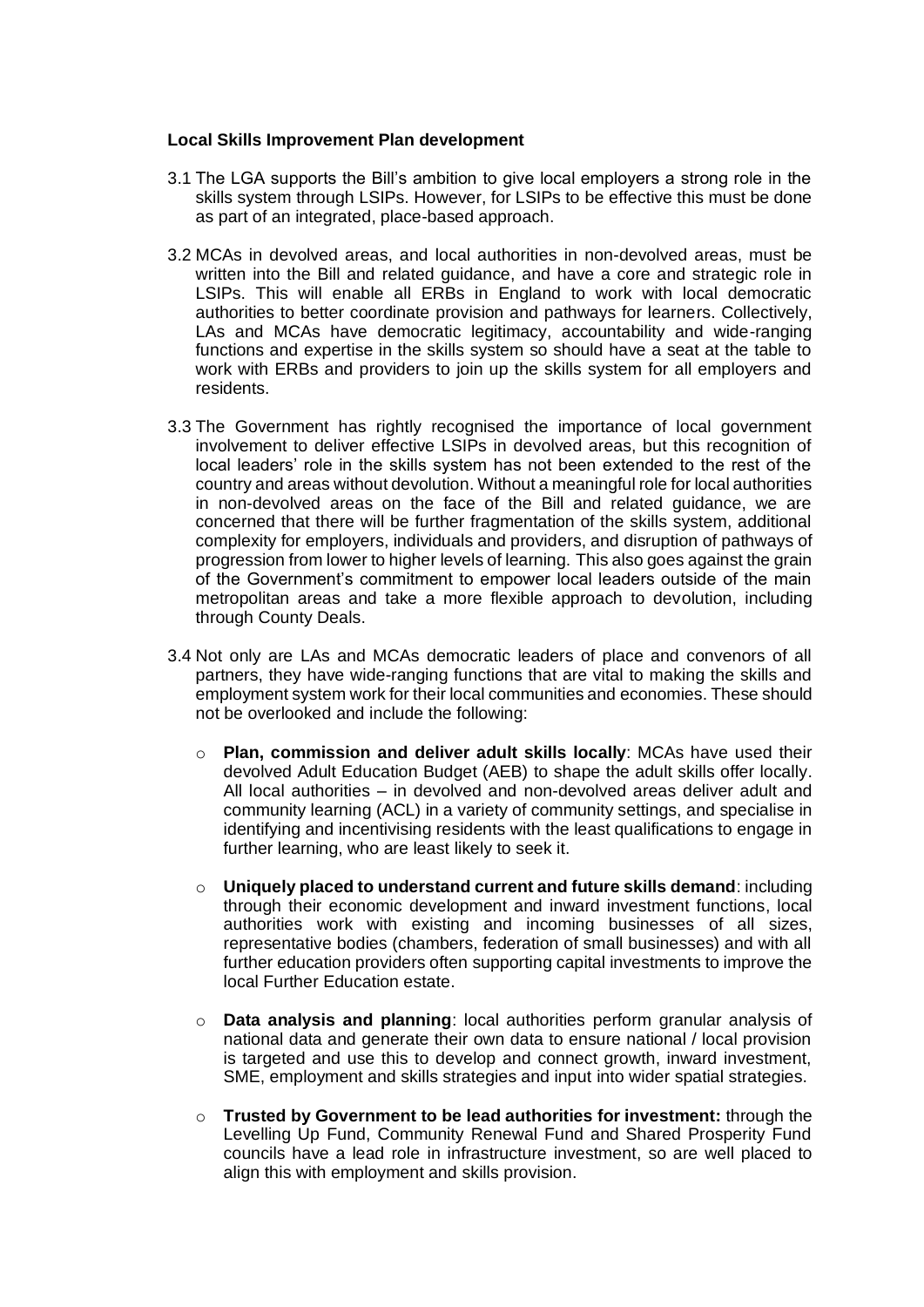**Local Skills Improvement Plan development**

3.1 The LGA supports the Bill's ambition to give local employers a strong role in the skills system through LSIPs. However, for LSIPs to be effective this must be done as part of an integrated, place-based approach.

3.2 MCAs in devolved areas, and local authorities in non-devolved areas, must be written into the Bill and related guidance, and have a core and strategic role in LSIPs. This will enable all ERBs in England to work with local democratic authorities to better coordinate provision and pathways for learners. Collectively, LAs and MCAs have democratic legitimacy, accountability and wide-ranging functions and expertise in the skills system so should have a seat at the table to work with ERBs and providers to join up the skills system for all employers and residents.

3.3 The Government has rightly recognised the importance of local government involvement to deliver effective LSIPs in devolved areas, but this recognition of local leaders' role in the skills system has not been extended to the rest of the country and areas without devolution. Without a meaningful role for local authorities in non-devolved areas on the face of the Bill and related guidance, we are concerned that there will be further fragmentation of the skills system, additional complexity for employers, individuals and providers, and disruption of pathways of progression from lower to higher levels of learning. This also goes against the grain of the Government's commitment to empower local leaders outside of the main metropolitan areas and take a more flexible approach to devolution, including through County Deals.

3.4 Not only are LAs and MCAs democratic leaders of place and convenors of all partners, they have wide-ranging functions that are vital to making the skills and employment system work for their local communities and economies. These should not be overlooked and include the following:

- **Plan, commission and deliver adult skills locally**: MCAs have used their devolved Adult Education Budget (AEB) to shape the adult skills offer locally. All local authorities – in devolved and non-devolved areas deliver adult and community learning (ACL) in a variety of community settings, and specialise in identifying and incentivising residents with the least qualifications to engage in further learning, who are least likely to seek it.
- **Uniquely placed to understand current and future skills demand**: including through their economic development and inward investment functions, local authorities work with existing and incoming businesses of all sizes, representative bodies (chambers, federation of small businesses) and with all further education providers often supporting capital investments to improve the local Further Education estate.
- **Data analysis and planning**: local authorities perform granular analysis of national data and generate their own data to ensure national / local provision is targeted and use this to develop and connect growth, inward investment, SME, employment and skills strategies and input into wider spatial strategies.
- **Trusted by Government to be lead authorities for investment:** through the Levelling Up Fund, Community Renewal Fund and Shared Prosperity Fund councils have a lead role in infrastructure investment, so are well placed to align this with employment and skills provision.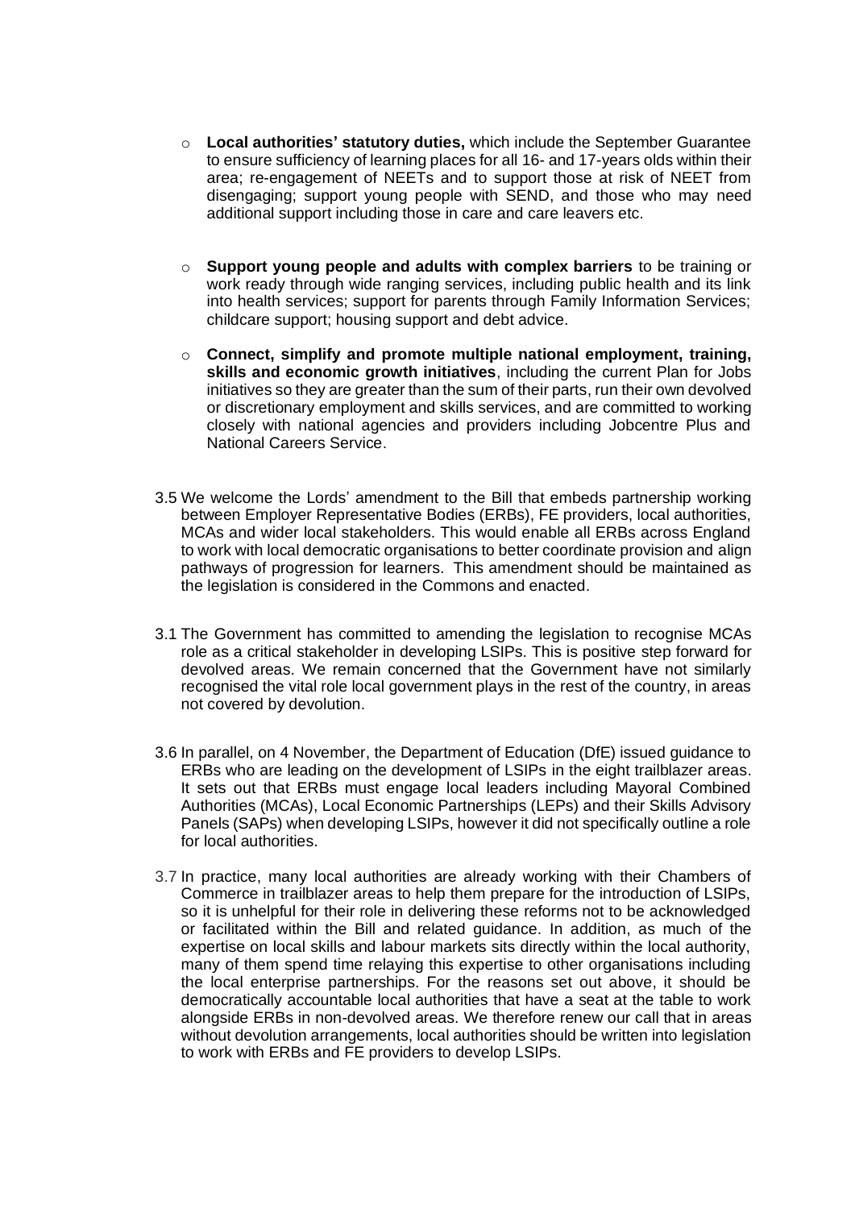- **Local authorities' statutory duties,** which include the September Guarantee to ensure sufficiency of learning places for all 16- and 17-years olds within their area; re-engagement of NEETs and to support those at risk of NEET from disengaging; support young people with SEND, and those who may need additional support including those in care and care leavers etc.

- **Support young people and adults with complex barriers** to be training or work ready through wide ranging services, including public health and its link into health services; support for parents through Family Information Services; childcare support; housing support and debt advice.

- **Connect, simplify and promote multiple national employment, training, skills and economic growth initiatives**, including the current Plan for Jobs initiatives so they are greater than the sum of their parts, run their own devolved or discretionary employment and skills services, and are committed to working closely with national agencies and providers including Jobcentre Plus and National Careers Service.

3.5 We welcome the Lords' amendment to the Bill that embeds partnership working between Employer Representative Bodies (ERBs), FE providers, local authorities, MCAs and wider local stakeholders. This would enable all ERBs across England to work with local democratic organisations to better coordinate provision and align pathways of progression for learners. This amendment should be maintained as the legislation is considered in the Commons and enacted.

3.1 The Government has committed to amending the legislation to recognise MCAs role as a critical stakeholder in developing LSIPs. This is positive step forward for devolved areas. We remain concerned that the Government have not similarly recognised the vital role local government plays in the rest of the country, in areas not covered by devolution.

3.6 In parallel, on 4 November, the Department of Education (DfE) issued guidance to ERBs who are leading on the development of LSIPs in the eight trailblazer areas. It sets out that ERBs must engage local leaders including Mayoral Combined Authorities (MCAs), Local Economic Partnerships (LEPs) and their Skills Advisory Panels (SAPs) when developing LSIPs, however it did not specifically outline a role for local authorities.

3.7 In practice, many local authorities are already working with their Chambers of Commerce in trailblazer areas to help them prepare for the introduction of LSIPs, so it is unhelpful for their role in delivering these reforms not to be acknowledged or facilitated within the Bill and related guidance. In addition, as much of the expertise on local skills and labour markets sits directly within the local authority, many of them spend time relaying this expertise to other organisations including the local enterprise partnerships. For the reasons set out above, it should be democratically accountable local authorities that have a seat at the table to work alongside ERBs in non-devolved areas. We therefore renew our call that in areas without devolution arrangements, local authorities should be written into legislation to work with ERBs and FE providers to develop LSIPs.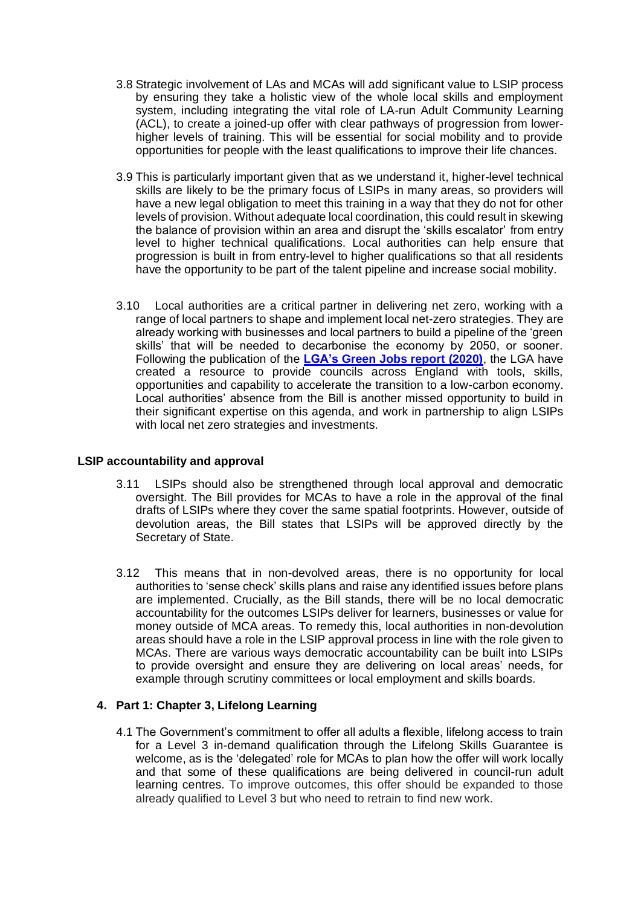3.8 Strategic involvement of LAs and MCAs will add significant value to LSIP process by ensuring they take a holistic view of the whole local skills and employment system, including integrating the vital role of LA-run Adult Community Learning (ACL), to create a joined-up offer with clear pathways of progression from lower-higher levels of training. This will be essential for social mobility and to provide opportunities for people with the least qualifications to improve their life chances.

3.9 This is particularly important given that as we understand it, higher-level technical skills are likely to be the primary focus of LSIPs in many areas, so providers will have a new legal obligation to meet this training in a way that they do not for other levels of provision. Without adequate local coordination, this could result in skewing the balance of provision within an area and disrupt the 'skills escalator' from entry level to higher technical qualifications. Local authorities can help ensure that progression is built in from entry-level to higher qualifications so that all residents have the opportunity to be part of the talent pipeline and increase social mobility.

3.10 Local authorities are a critical partner in delivering net zero, working with a range of local partners to shape and implement local net-zero strategies. They are already working with businesses and local partners to build a pipeline of the 'green skills' that will be needed to decarbonise the economy by 2050, or sooner. Following the publication of the **LGA's Green Jobs report (2020)**, the LGA have created a resource to provide councils across England with tools, skills, opportunities and capability to accelerate the transition to a low-carbon economy. Local authorities' absence from the Bill is another missed opportunity to build in their significant expertise on this agenda, and work in partnership to align LSIPs with local net zero strategies and investments.

**LSIP accountability and approval**

3.11 LSIPs should also be strengthened through local approval and democratic oversight. The Bill provides for MCAs to have a role in the approval of the final drafts of LSIPs where they cover the same spatial footprints. However, outside of devolution areas, the Bill states that LSIPs will be approved directly by the Secretary of State.

3.12 This means that in non-devolved areas, there is no opportunity for local authorities to 'sense check' skills plans and raise any identified issues before plans are implemented. Crucially, as the Bill stands, there will be no local democratic accountability for the outcomes LSIPs deliver for learners, businesses or value for money outside of MCA areas. To remedy this, local authorities in non-devolution areas should have a role in the LSIP approval process in line with the role given to MCAs. There are various ways democratic accountability can be built into LSIPs to provide oversight and ensure they are delivering on local areas' needs, for example through scrutiny committees or local employment and skills boards.

## 4. Part 1: Chapter 3, Lifelong Learning

4.1 The Government's commitment to offer all adults a flexible, lifelong access to train for a Level 3 in-demand qualification through the Lifelong Skills Guarantee is welcome, as is the 'delegated' role for MCAs to plan how the offer will work locally and that some of these qualifications are being delivered in council-run adult learning centres. To improve outcomes, this offer should be expanded to those already qualified to Level 3 but who need to retrain to find new work.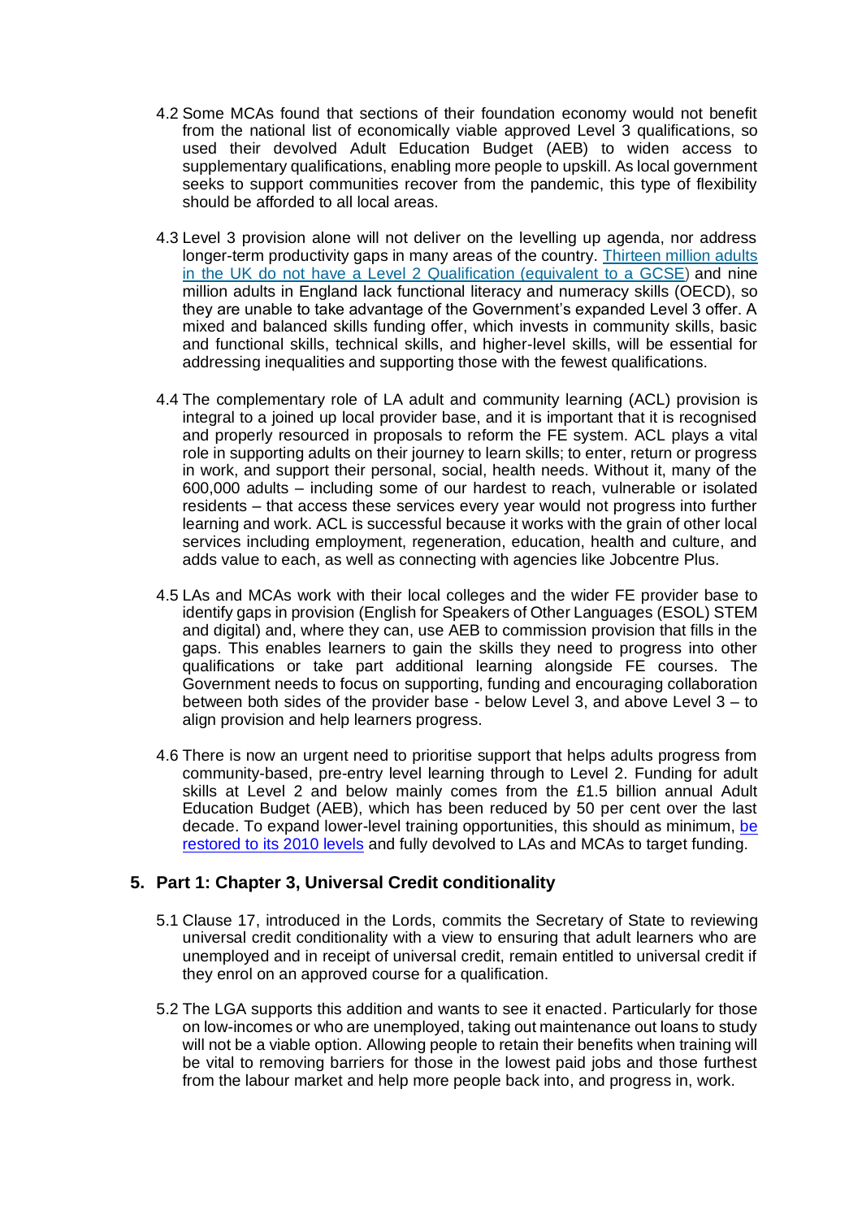4.2 Some MCAs found that sections of their foundation economy would not benefit from the national list of economically viable approved Level 3 qualifications, so used their devolved Adult Education Budget (AEB) to widen access to supplementary qualifications, enabling more people to upskill. As local government seeks to support communities recover from the pandemic, this type of flexibility should be afforded to all local areas.

4.3 Level 3 provision alone will not deliver on the levelling up agenda, nor address longer-term productivity gaps in many areas of the country. [Thirteen million adults in the UK do not have a Level 2 Qualification (equivalent to a GCSE)]() and nine million adults in England lack functional literacy and numeracy skills (OECD), so they are unable to take advantage of the Government's expanded Level 3 offer. A mixed and balanced skills funding offer, which invests in community skills, basic and functional skills, technical skills, and higher-level skills, will be essential for addressing inequalities and supporting those with the fewest qualifications.

4.4 The complementary role of LA adult and community learning (ACL) provision is integral to a joined up local provider base, and it is important that it is recognised and properly resourced in proposals to reform the FE system. ACL plays a vital role in supporting adults on their journey to learn skills; to enter, return or progress in work, and support their personal, social, health needs. Without it, many of the 600,000 adults – including some of our hardest to reach, vulnerable or isolated residents – that access these services every year would not progress into further learning and work. ACL is successful because it works with the grain of other local services including employment, regeneration, education, health and culture, and adds value to each, as well as connecting with agencies like Jobcentre Plus.

4.5 LAs and MCAs work with their local colleges and the wider FE provider base to identify gaps in provision (English for Speakers of Other Languages (ESOL) STEM and digital) and, where they can, use AEB to commission provision that fills in the gaps. This enables learners to gain the skills they need to progress into other qualifications or take part additional learning alongside FE courses. The Government needs to focus on supporting, funding and encouraging collaboration between both sides of the provider base - below Level 3, and above Level 3 – to align provision and help learners progress.

4.6 There is now an urgent need to prioritise support that helps adults progress from community-based, pre-entry level learning through to Level 2. Funding for adult skills at Level 2 and below mainly comes from the £1.5 billion annual Adult Education Budget (AEB), which has been reduced by 50 per cent over the last decade. To expand lower-level training opportunities, this should as minimum, [be restored to its 2010 levels]() and fully devolved to LAs and MCAs to target funding.

## 5. Part 1: Chapter 3, Universal Credit conditionality

5.1 Clause 17, introduced in the Lords, commits the Secretary of State to reviewing universal credit conditionality with a view to ensuring that adult learners who are unemployed and in receipt of universal credit, remain entitled to universal credit if they enrol on an approved course for a qualification.

5.2 The LGA supports this addition and wants to see it enacted. Particularly for those on low-incomes or who are unemployed, taking out maintenance out loans to study will not be a viable option. Allowing people to retain their benefits when training will be vital to removing barriers for those in the lowest paid jobs and those furthest from the labour market and help more people back into, and progress in, work.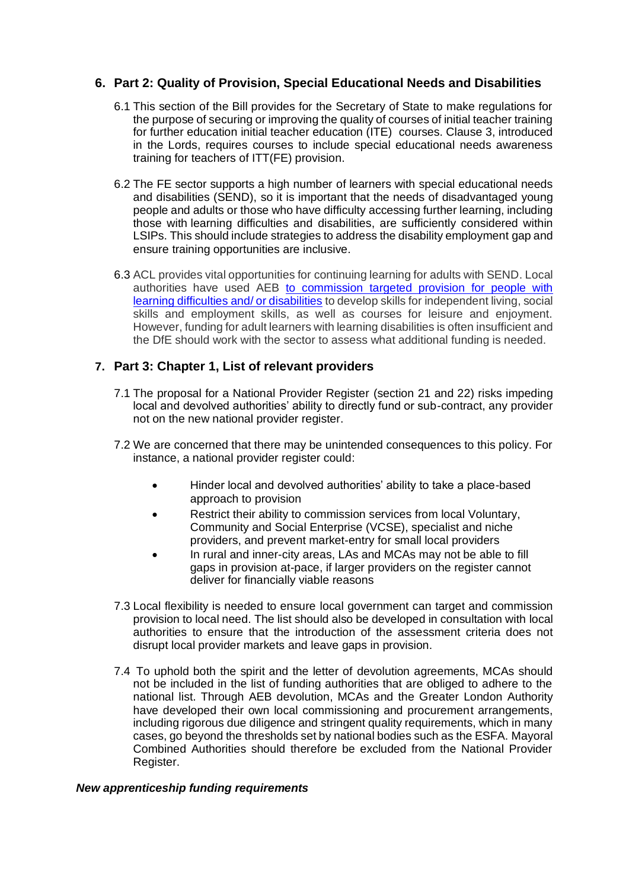## 6. Part 2: Quality of Provision, Special Educational Needs and Disabilities

6.1 This section of the Bill provides for the Secretary of State to make regulations for the purpose of securing or improving the quality of courses of initial teacher training for further education initial teacher education (ITE) courses. Clause 3, introduced in the Lords, requires courses to include special educational needs awareness training for teachers of ITT(FE) provision.

6.2 The FE sector supports a high number of learners with special educational needs and disabilities (SEND), so it is important that the needs of disadvantaged young people and adults or those who have difficulty accessing further learning, including those with learning difficulties and disabilities, are sufficiently considered within LSIPs. This should include strategies to address the disability employment gap and ensure training opportunities are inclusive.

6.3 ACL provides vital opportunities for continuing learning for adults with SEND. Local authorities have used AEB to commission targeted provision for people with learning difficulties and/ or disabilities to develop skills for independent living, social skills and employment skills, as well as courses for leisure and enjoyment. However, funding for adult learners with learning disabilities is often insufficient and the DfE should work with the sector to assess what additional funding is needed.

## 7. Part 3: Chapter 1, List of relevant providers

7.1 The proposal for a National Provider Register (section 21 and 22) risks impeding local and devolved authorities' ability to directly fund or sub-contract, any provider not on the new national provider register.

7.2 We are concerned that there may be unintended consequences to this policy. For instance, a national provider register could:

- Hinder local and devolved authorities' ability to take a place-based approach to provision
- Restrict their ability to commission services from local Voluntary, Community and Social Enterprise (VCSE), specialist and niche providers, and prevent market-entry for small local providers
- In rural and inner-city areas, LAs and MCAs may not be able to fill gaps in provision at-pace, if larger providers on the register cannot deliver for financially viable reasons

7.3 Local flexibility is needed to ensure local government can target and commission provision to local need. The list should also be developed in consultation with local authorities to ensure that the introduction of the assessment criteria does not disrupt local provider markets and leave gaps in provision.

7.4 To uphold both the spirit and the letter of devolution agreements, MCAs should not be included in the list of funding authorities that are obliged to adhere to the national list. Through AEB devolution, MCAs and the Greater London Authority have developed their own local commissioning and procurement arrangements, including rigorous due diligence and stringent quality requirements, which in many cases, go beyond the thresholds set by national bodies such as the ESFA. Mayoral Combined Authorities should therefore be excluded from the National Provider Register.

***New apprenticeship funding requirements***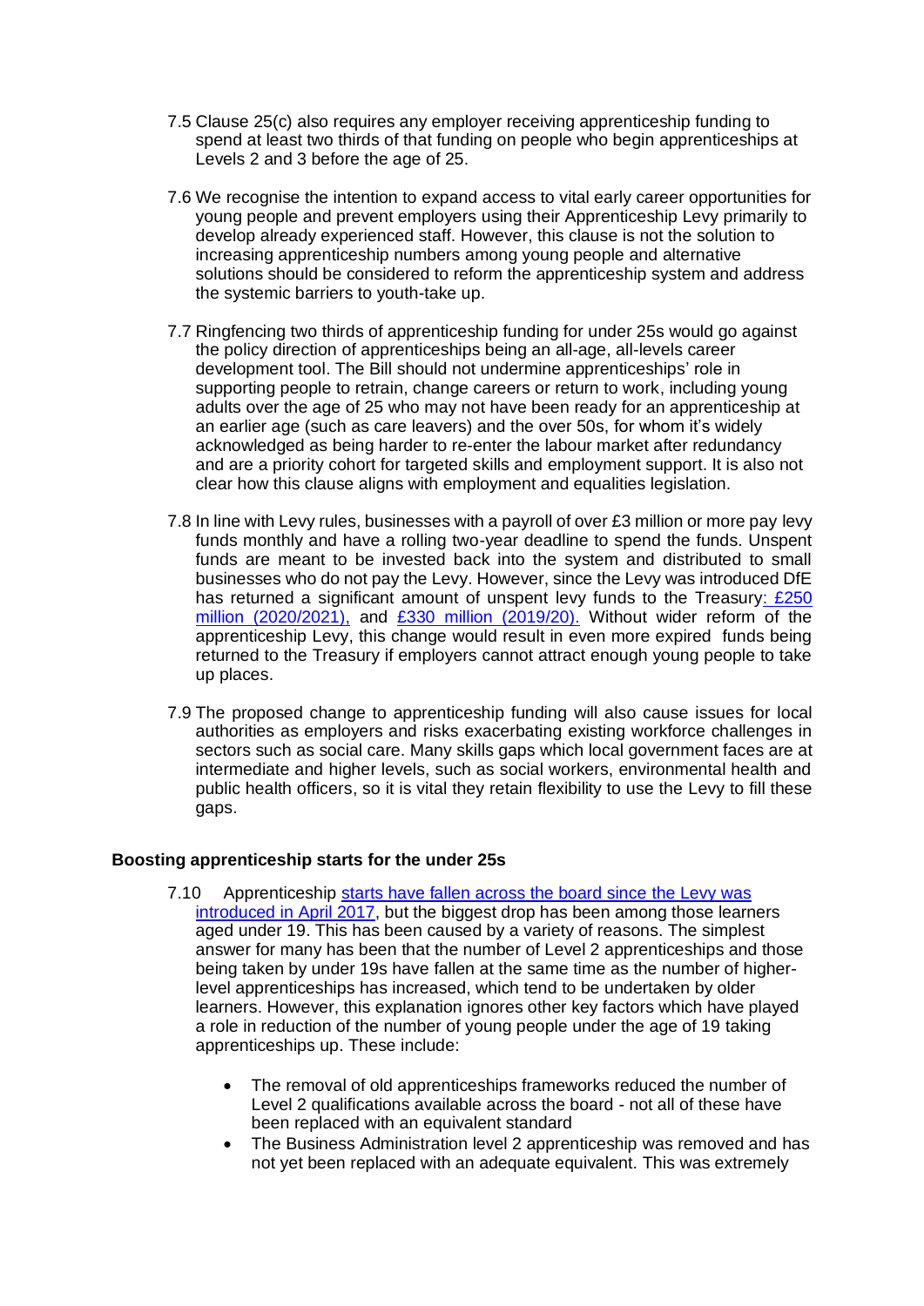7.5 Clause 25(c) also requires any employer receiving apprenticeship funding to spend at least two thirds of that funding on people who begin apprenticeships at Levels 2 and 3 before the age of 25.

7.6 We recognise the intention to expand access to vital early career opportunities for young people and prevent employers using their Apprenticeship Levy primarily to develop already experienced staff. However, this clause is not the solution to increasing apprenticeship numbers among young people and alternative solutions should be considered to reform the apprenticeship system and address the systemic barriers to youth-take up.

7.7 Ringfencing two thirds of apprenticeship funding for under 25s would go against the policy direction of apprenticeships being an all-age, all-levels career development tool. The Bill should not undermine apprenticeships' role in supporting people to retrain, change careers or return to work, including young adults over the age of 25 who may not have been ready for an apprenticeship at an earlier age (such as care leavers) and the over 50s, for whom it's widely acknowledged as being harder to re-enter the labour market after redundancy and are a priority cohort for targeted skills and employment support. It is also not clear how this clause aligns with employment and equalities legislation.

7.8 In line with Levy rules, businesses with a payroll of over £3 million or more pay levy funds monthly and have a rolling two-year deadline to spend the funds. Unspent funds are meant to be invested back into the system and distributed to small businesses who do not pay the Levy. However, since the Levy was introduced DfE has returned a significant amount of unspent levy funds to the Treasury: £250 million (2020/2021), and £330 million (2019/20). Without wider reform of the apprenticeship Levy, this change would result in even more expired funds being returned to the Treasury if employers cannot attract enough young people to take up places.

7.9 The proposed change to apprenticeship funding will also cause issues for local authorities as employers and risks exacerbating existing workforce challenges in sectors such as social care. Many skills gaps which local government faces are at intermediate and higher levels, such as social workers, environmental health and public health officers, so it is vital they retain flexibility to use the Levy to fill these gaps.

**Boosting apprenticeship starts for the under 25s**

7.10 Apprenticeship starts have fallen across the board since the Levy was introduced in April 2017, but the biggest drop has been among those learners aged under 19. This has been caused by a variety of reasons. The simplest answer for many has been that the number of Level 2 apprenticeships and those being taken by under 19s have fallen at the same time as the number of higher-level apprenticeships has increased, which tend to be undertaken by older learners. However, this explanation ignores other key factors which have played a role in reduction of the number of young people under the age of 19 taking apprenticeships up. These include:

- The removal of old apprenticeships frameworks reduced the number of Level 2 qualifications available across the board - not all of these have been replaced with an equivalent standard
- The Business Administration level 2 apprenticeship was removed and has not yet been replaced with an adequate equivalent. This was extremely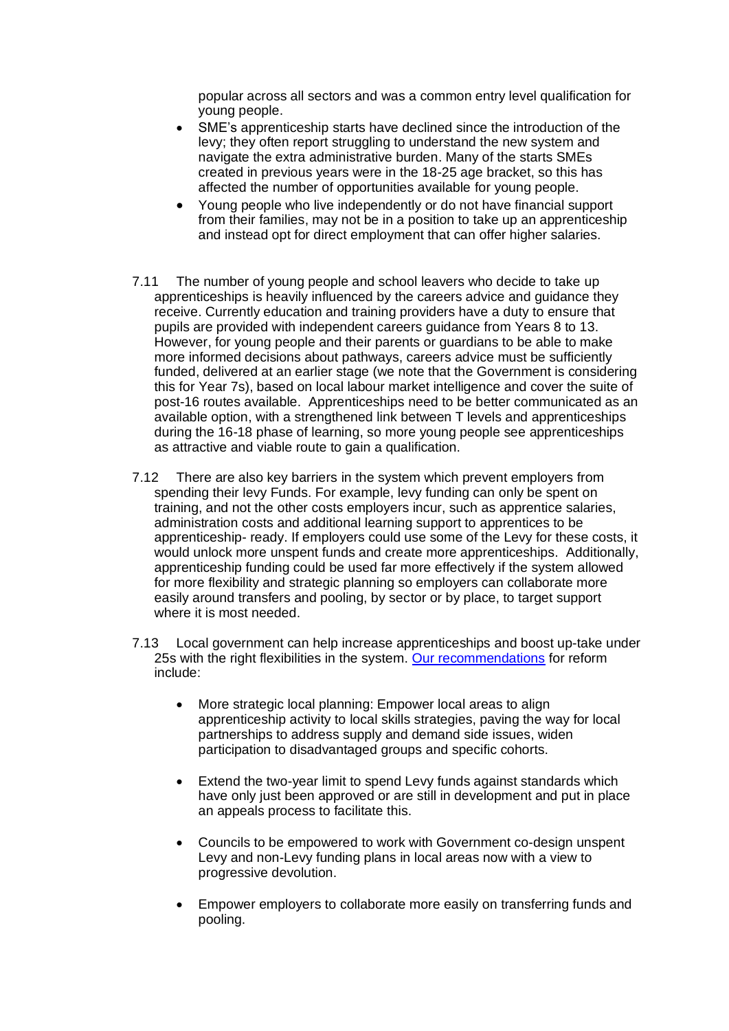popular across all sectors and was a common entry level qualification for young people.

- SME's apprenticeship starts have declined since the introduction of the levy; they often report struggling to understand the new system and navigate the extra administrative burden. Many of the starts SMEs created in previous years were in the 18-25 age bracket, so this has affected the number of opportunities available for young people.
- Young people who live independently or do not have financial support from their families, may not be in a position to take up an apprenticeship and instead opt for direct employment that can offer higher salaries.

7.11 The number of young people and school leavers who decide to take up apprenticeships is heavily influenced by the careers advice and guidance they receive. Currently education and training providers have a duty to ensure that pupils are provided with independent careers guidance from Years 8 to 13. However, for young people and their parents or guardians to be able to make more informed decisions about pathways, careers advice must be sufficiently funded, delivered at an earlier stage (we note that the Government is considering this for Year 7s), based on local labour market intelligence and cover the suite of post-16 routes available. Apprenticeships need to be better communicated as an available option, with a strengthened link between T levels and apprenticeships during the 16-18 phase of learning, so more young people see apprenticeships as attractive and viable route to gain a qualification.

7.12 There are also key barriers in the system which prevent employers from spending their levy Funds. For example, levy funding can only be spent on training, and not the other costs employers incur, such as apprentice salaries, administration costs and additional learning support to apprentices to be apprenticeship- ready. If employers could use some of the Levy for these costs, it would unlock more unspent funds and create more apprenticeships. Additionally, apprenticeship funding could be used far more effectively if the system allowed for more flexibility and strategic planning so employers can collaborate more easily around transfers and pooling, by sector or by place, to target support where it is most needed.

7.13 Local government can help increase apprenticeships and boost up-take under 25s with the right flexibilities in the system. Our recommendations for reform include:

- More strategic local planning: Empower local areas to align apprenticeship activity to local skills strategies, paving the way for local partnerships to address supply and demand side issues, widen participation to disadvantaged groups and specific cohorts.

- Extend the two-year limit to spend Levy funds against standards which have only just been approved or are still in development and put in place an appeals process to facilitate this.

- Councils to be empowered to work with Government co-design unspent Levy and non-Levy funding plans in local areas now with a view to progressive devolution.

- Empower employers to collaborate more easily on transferring funds and pooling.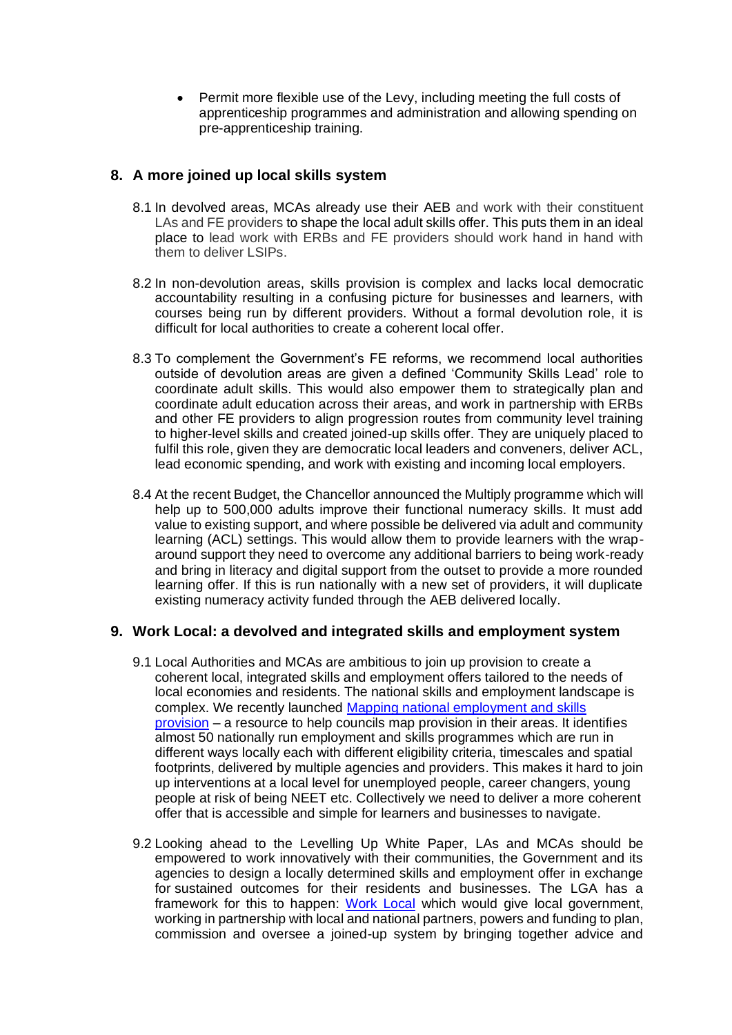- Permit more flexible use of the Levy, including meeting the full costs of apprenticeship programmes and administration and allowing spending on pre-apprenticeship training.

## 8. A more joined up local skills system

8.1 In devolved areas, MCAs already use their AEB and work with their constituent LAs and FE providers to shape the local adult skills offer. This puts them in an ideal place to lead work with ERBs and FE providers should work hand in hand with them to deliver LSIPs.

8.2 In non-devolution areas, skills provision is complex and lacks local democratic accountability resulting in a confusing picture for businesses and learners, with courses being run by different providers. Without a formal devolution role, it is difficult for local authorities to create a coherent local offer.

8.3 To complement the Government's FE reforms, we recommend local authorities outside of devolution areas are given a defined 'Community Skills Lead' role to coordinate adult skills. This would also empower them to strategically plan and coordinate adult education across their areas, and work in partnership with ERBs and other FE providers to align progression routes from community level training to higher-level skills and created joined-up skills offer. They are uniquely placed to fulfil this role, given they are democratic local leaders and conveners, deliver ACL, lead economic spending, and work with existing and incoming local employers.

8.4 At the recent Budget, the Chancellor announced the Multiply programme which will help up to 500,000 adults improve their functional numeracy skills. It must add value to existing support, and where possible be delivered via adult and community learning (ACL) settings. This would allow them to provide learners with the wrap-around support they need to overcome any additional barriers to being work-ready and bring in literacy and digital support from the outset to provide a more rounded learning offer. If this is run nationally with a new set of providers, it will duplicate existing numeracy activity funded through the AEB delivered locally.

## 9. Work Local: a devolved and integrated skills and employment system

9.1 Local Authorities and MCAs are ambitious to join up provision to create a coherent local, integrated skills and employment offers tailored to the needs of local economies and residents. The national skills and employment landscape is complex. We recently launched [Mapping national employment and skills provision](#) – a resource to help councils map provision in their areas. It identifies almost 50 nationally run employment and skills programmes which are run in different ways locally each with different eligibility criteria, timescales and spatial footprints, delivered by multiple agencies and providers. This makes it hard to join up interventions at a local level for unemployed people, career changers, young people at risk of being NEET etc. Collectively we need to deliver a more coherent offer that is accessible and simple for learners and businesses to navigate.

9.2 Looking ahead to the Levelling Up White Paper, LAs and MCAs should be empowered to work innovatively with their communities, the Government and its agencies to design a locally determined skills and employment offer in exchange for sustained outcomes for their residents and businesses. The LGA has a framework for this to happen: [Work Local](#) which would give local government, working in partnership with local and national partners, powers and funding to plan, commission and oversee a joined-up system by bringing together advice and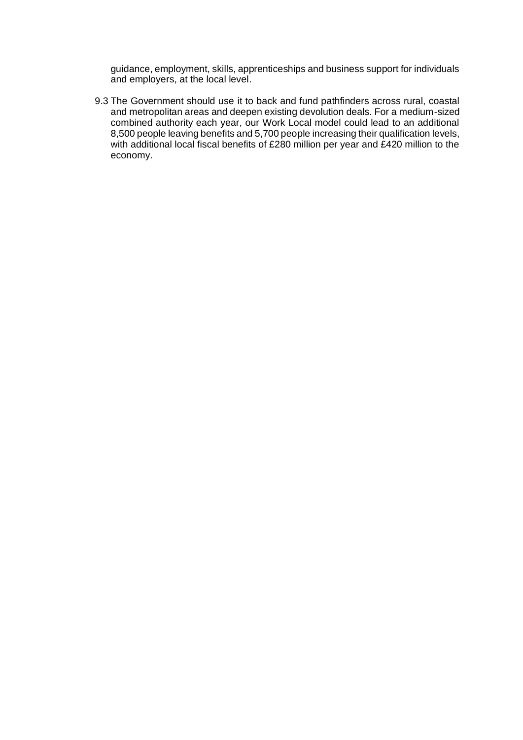guidance, employment, skills, apprenticeships and business support for individuals and employers, at the local level.

9.3 The Government should use it to back and fund pathfinders across rural, coastal and metropolitan areas and deepen existing devolution deals. For a medium-sized combined authority each year, our Work Local model could lead to an additional 8,500 people leaving benefits and 5,700 people increasing their qualification levels, with additional local fiscal benefits of £280 million per year and £420 million to the economy.